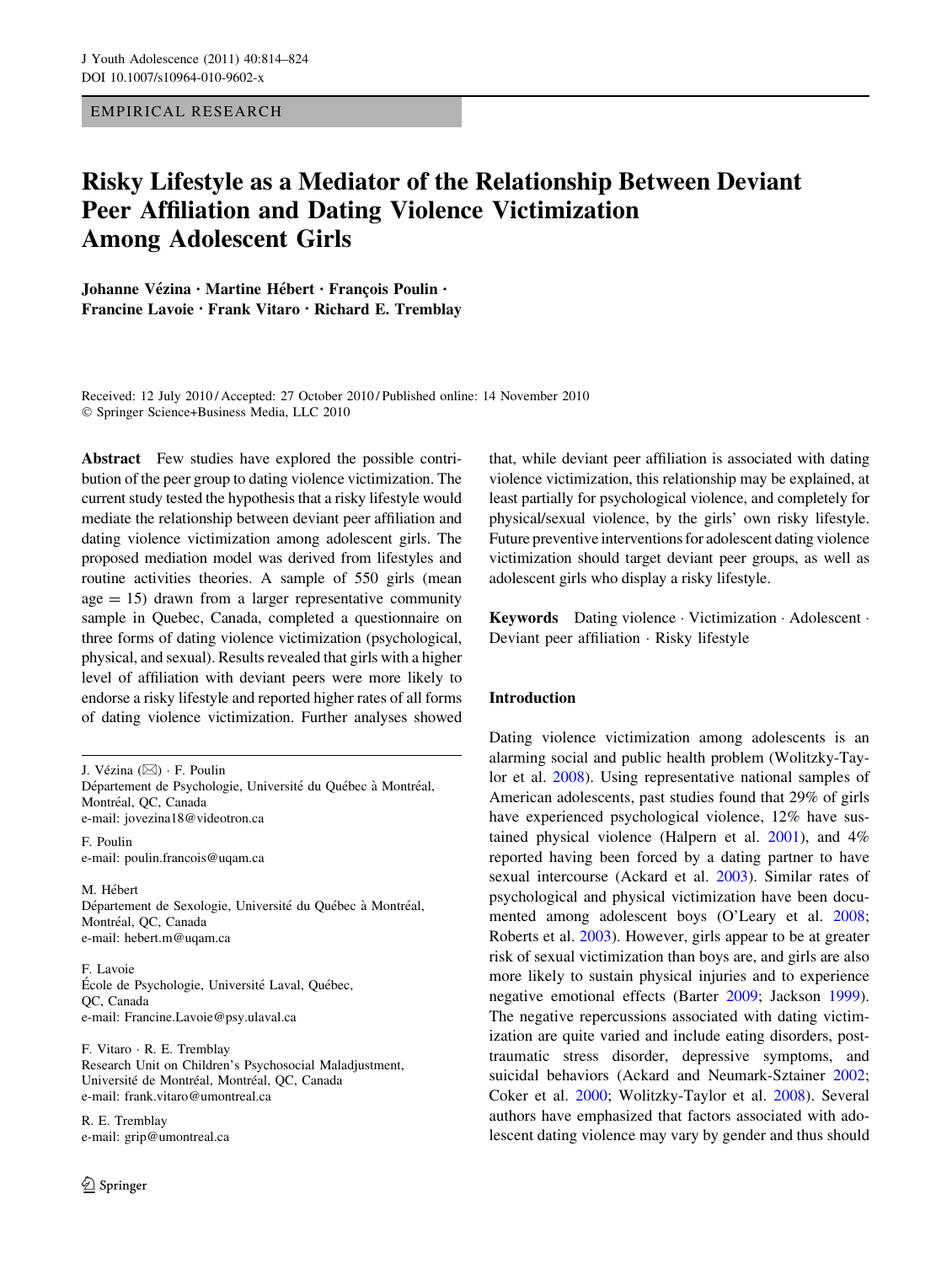EMPIRICAL RESEARCH

# Risky Lifestyle as a Mediator of the Relationship Between Deviant Peer Affiliation and Dating Violence Victimization Among Adolescent Girls

**Johanne Vézina · Martine Hébert · François Poulin · Francine Lavoie · Frank Vitaro · Richard E. Tremblay**

Received: 12 July 2010 / Accepted: 27 October 2010 / Published online: 14 November 2010
© Springer Science+Business Media, LLC 2010

**Abstract** Few studies have explored the possible contribution of the peer group to dating violence victimization. The current study tested the hypothesis that a risky lifestyle would mediate the relationship between deviant peer affiliation and dating violence victimization among adolescent girls. The proposed mediation model was derived from lifestyles and routine activities theories. A sample of 550 girls (mean age = 15) drawn from a larger representative community sample in Quebec, Canada, completed a questionnaire on three forms of dating violence victimization (psychological, physical, and sexual). Results revealed that girls with a higher level of affiliation with deviant peers were more likely to endorse a risky lifestyle and reported higher rates of all forms of dating violence victimization. Further analyses showed that, while deviant peer affiliation is associated with dating violence victimization, this relationship may be explained, at least partially for psychological violence, and completely for physical/sexual violence, by the girls' own risky lifestyle. Future preventive interventions for adolescent dating violence victimization should target deviant peer groups, as well as adolescent girls who display a risky lifestyle.

**Keywords** Dating violence · Victimization · Adolescent · Deviant peer affiliation · Risky lifestyle

J. Vézina (✉) · F. Poulin
Département de Psychologie, Université du Québec à Montréal, Montréal, QC, Canada
e-mail: jovezina18@videotron.ca

F. Poulin
e-mail: poulin.francois@uqam.ca

M. Hébert
Département de Sexologie, Université du Québec à Montréal, Montréal, QC, Canada
e-mail: hebert.m@uqam.ca

F. Lavoie
École de Psychologie, Université Laval, Québec, QC, Canada
e-mail: Francine.Lavoie@psy.ulaval.ca

F. Vitaro · R. E. Tremblay
Research Unit on Children's Psychosocial Maladjustment, Université de Montréal, Montréal, QC, Canada
e-mail: frank.vitaro@umontreal.ca

R. E. Tremblay
e-mail: grip@umontreal.ca

## Introduction

Dating violence victimization among adolescents is an alarming social and public health problem (Wolitzky-Taylor et al. 2008). Using representative national samples of American adolescents, past studies found that 29% of girls have experienced psychological violence, 12% have sustained physical violence (Halpern et al. 2001), and 4% reported having been forced by a dating partner to have sexual intercourse (Ackard et al. 2003). Similar rates of psychological and physical victimization have been documented among adolescent boys (O'Leary et al. 2008; Roberts et al. 2003). However, girls appear to be at greater risk of sexual victimization than boys are, and girls are also more likely to sustain physical injuries and to experience negative emotional effects (Barter 2009; Jackson 1999). The negative repercussions associated with dating victimization are quite varied and include eating disorders, post-traumatic stress disorder, depressive symptoms, and suicidal behaviors (Ackard and Neumark-Sztainer 2002; Coker et al. 2000; Wolitzky-Taylor et al. 2008). Several authors have emphasized that factors associated with adolescent dating violence may vary by gender and thus should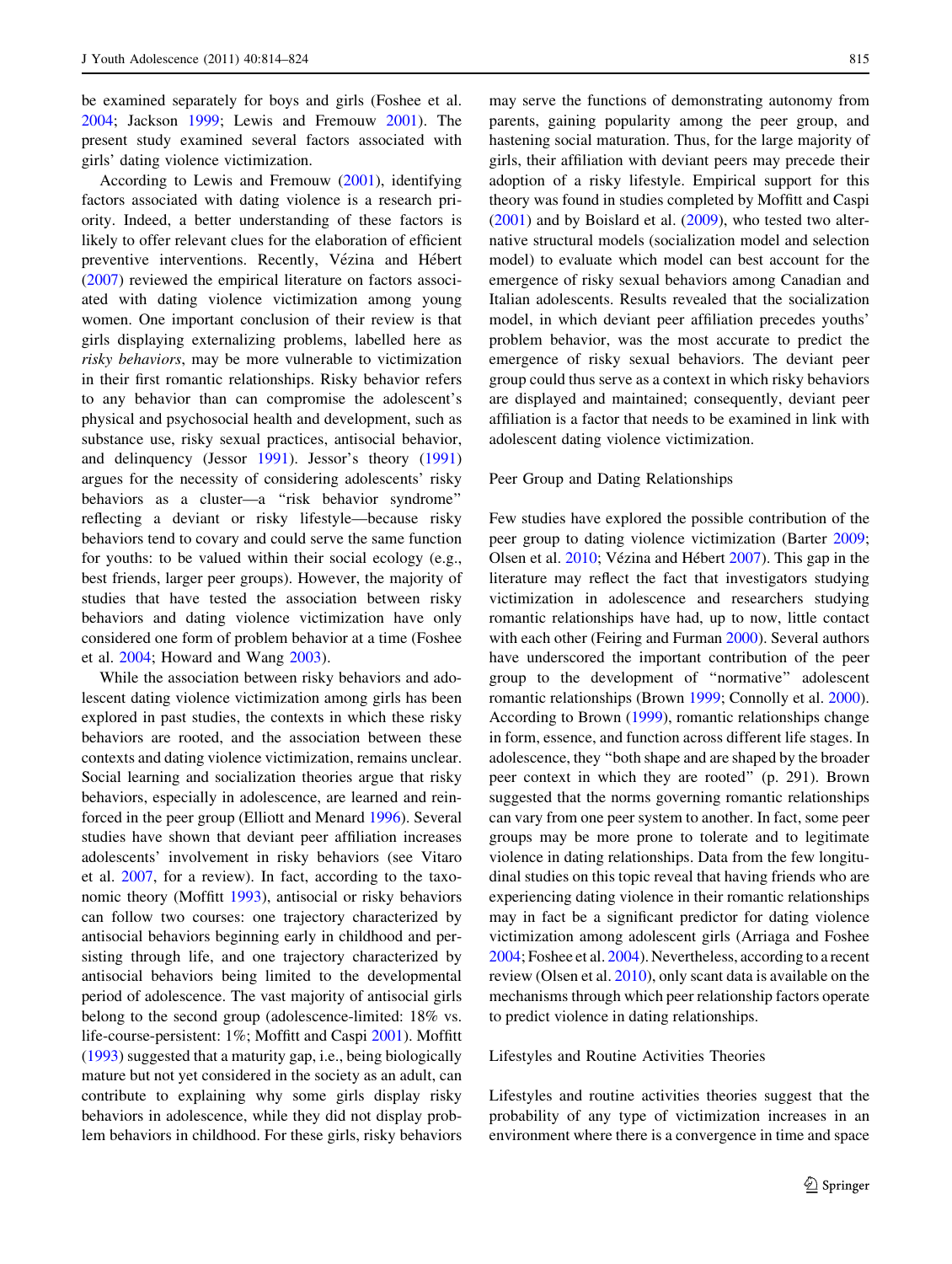be examined separately for boys and girls (Foshee et al. 2004; Jackson 1999; Lewis and Fremouw 2001). The present study examined several factors associated with girls' dating violence victimization.

According to Lewis and Fremouw (2001), identifying factors associated with dating violence is a research priority. Indeed, a better understanding of these factors is likely to offer relevant clues for the elaboration of efficient preventive interventions. Recently, Vézina and Hébert (2007) reviewed the empirical literature on factors associated with dating violence victimization among young women. One important conclusion of their review is that girls displaying externalizing problems, labelled here as *risky behaviors*, may be more vulnerable to victimization in their first romantic relationships. Risky behavior refers to any behavior than can compromise the adolescent's physical and psychosocial health and development, such as substance use, risky sexual practices, antisocial behavior, and delinquency (Jessor 1991). Jessor's theory (1991) argues for the necessity of considering adolescents' risky behaviors as a cluster—a "risk behavior syndrome" reflecting a deviant or risky lifestyle—because risky behaviors tend to covary and could serve the same function for youths: to be valued within their social ecology (e.g., best friends, larger peer groups). However, the majority of studies that have tested the association between risky behaviors and dating violence victimization have only considered one form of problem behavior at a time (Foshee et al. 2004; Howard and Wang 2003).

While the association between risky behaviors and adolescent dating violence victimization among girls has been explored in past studies, the contexts in which these risky behaviors are rooted, and the association between these contexts and dating violence victimization, remains unclear. Social learning and socialization theories argue that risky behaviors, especially in adolescence, are learned and reinforced in the peer group (Elliott and Menard 1996). Several studies have shown that deviant peer affiliation increases adolescents' involvement in risky behaviors (see Vitaro et al. 2007, for a review). In fact, according to the taxonomic theory (Moffitt 1993), antisocial or risky behaviors can follow two courses: one trajectory characterized by antisocial behaviors beginning early in childhood and persisting through life, and one trajectory characterized by antisocial behaviors being limited to the developmental period of adolescence. The vast majority of antisocial girls belong to the second group (adolescence-limited: 18% vs. life-course-persistent: 1%; Moffitt and Caspi 2001). Moffitt (1993) suggested that a maturity gap, i.e., being biologically mature but not yet considered in the society as an adult, can contribute to explaining why some girls display risky behaviors in adolescence, while they did not display problem behaviors in childhood. For these girls, risky behaviors may serve the functions of demonstrating autonomy from parents, gaining popularity among the peer group, and hastening social maturation. Thus, for the large majority of girls, their affiliation with deviant peers may precede their adoption of a risky lifestyle. Empirical support for this theory was found in studies completed by Moffitt and Caspi (2001) and by Boislard et al. (2009), who tested two alternative structural models (socialization model and selection model) to evaluate which model can best account for the emergence of risky sexual behaviors among Canadian and Italian adolescents. Results revealed that the socialization model, in which deviant peer affiliation precedes youths' problem behavior, was the most accurate to predict the emergence of risky sexual behaviors. The deviant peer group could thus serve as a context in which risky behaviors are displayed and maintained; consequently, deviant peer affiliation is a factor that needs to be examined in link with adolescent dating violence victimization.

## Peer Group and Dating Relationships

Few studies have explored the possible contribution of the peer group to dating violence victimization (Barter 2009; Olsen et al. 2010; Vézina and Hébert 2007). This gap in the literature may reflect the fact that investigators studying victimization in adolescence and researchers studying romantic relationships have had, up to now, little contact with each other (Feiring and Furman 2000). Several authors have underscored the important contribution of the peer group to the development of "normative" adolescent romantic relationships (Brown 1999; Connolly et al. 2000). According to Brown (1999), romantic relationships change in form, essence, and function across different life stages. In adolescence, they "both shape and are shaped by the broader peer context in which they are rooted" (p. 291). Brown suggested that the norms governing romantic relationships can vary from one peer system to another. In fact, some peer groups may be more prone to tolerate and to legitimate violence in dating relationships. Data from the few longitudinal studies on this topic reveal that having friends who are experiencing dating violence in their romantic relationships may in fact be a significant predictor for dating violence victimization among adolescent girls (Arriaga and Foshee 2004; Foshee et al. 2004). Nevertheless, according to a recent review (Olsen et al. 2010), only scant data is available on the mechanisms through which peer relationship factors operate to predict violence in dating relationships.

## Lifestyles and Routine Activities Theories

Lifestyles and routine activities theories suggest that the probability of any type of victimization increases in an environment where there is a convergence in time and space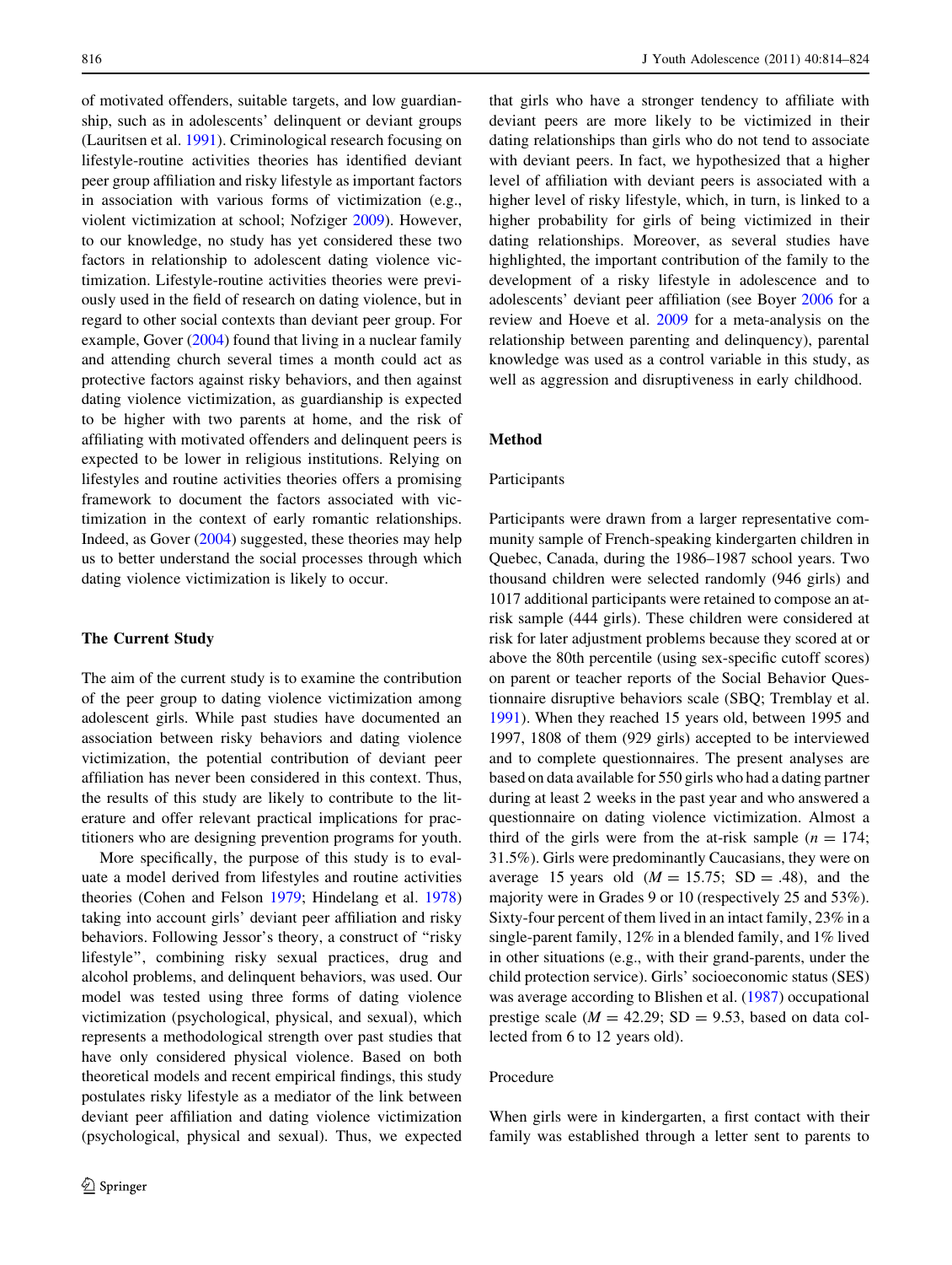of motivated offenders, suitable targets, and low guardianship, such as in adolescents' delinquent or deviant groups (Lauritsen et al. 1991). Criminological research focusing on lifestyle-routine activities theories has identified deviant peer group affiliation and risky lifestyle as important factors in association with various forms of victimization (e.g., violent victimization at school; Nofziger 2009). However, to our knowledge, no study has yet considered these two factors in relationship to adolescent dating violence victimization. Lifestyle-routine activities theories were previously used in the field of research on dating violence, but in regard to other social contexts than deviant peer group. For example, Gover (2004) found that living in a nuclear family and attending church several times a month could act as protective factors against risky behaviors, and then against dating violence victimization, as guardianship is expected to be higher with two parents at home, and the risk of affiliating with motivated offenders and delinquent peers is expected to be lower in religious institutions. Relying on lifestyles and routine activities theories offers a promising framework to document the factors associated with victimization in the context of early romantic relationships. Indeed, as Gover (2004) suggested, these theories may help us to better understand the social processes through which dating violence victimization is likely to occur.

## The Current Study

The aim of the current study is to examine the contribution of the peer group to dating violence victimization among adolescent girls. While past studies have documented an association between risky behaviors and dating violence victimization, the potential contribution of deviant peer affiliation has never been considered in this context. Thus, the results of this study are likely to contribute to the literature and offer relevant practical implications for practitioners who are designing prevention programs for youth.

More specifically, the purpose of this study is to evaluate a model derived from lifestyles and routine activities theories (Cohen and Felson 1979; Hindelang et al. 1978) taking into account girls' deviant peer affiliation and risky behaviors. Following Jessor's theory, a construct of "risky lifestyle", combining risky sexual practices, drug and alcohol problems, and delinquent behaviors, was used. Our model was tested using three forms of dating violence victimization (psychological, physical, and sexual), which represents a methodological strength over past studies that have only considered physical violence. Based on both theoretical models and recent empirical findings, this study postulates risky lifestyle as a mediator of the link between deviant peer affiliation and dating violence victimization (psychological, physical and sexual). Thus, we expected that girls who have a stronger tendency to affiliate with deviant peers are more likely to be victimized in their dating relationships than girls who do not tend to associate with deviant peers. In fact, we hypothesized that a higher level of affiliation with deviant peers is associated with a higher level of risky lifestyle, which, in turn, is linked to a higher probability for girls of being victimized in their dating relationships. Moreover, as several studies have highlighted, the important contribution of the family to the development of a risky lifestyle in adolescence and to adolescents' deviant peer affiliation (see Boyer 2006 for a review and Hoeve et al. 2009 for a meta-analysis on the relationship between parenting and delinquency), parental knowledge was used as a control variable in this study, as well as aggression and disruptiveness in early childhood.

## Method

### Participants

Participants were drawn from a larger representative community sample of French-speaking kindergarten children in Quebec, Canada, during the 1986–1987 school years. Two thousand children were selected randomly (946 girls) and 1017 additional participants were retained to compose an at-risk sample (444 girls). These children were considered at risk for later adjustment problems because they scored at or above the 80th percentile (using sex-specific cutoff scores) on parent or teacher reports of the Social Behavior Questionnaire disruptive behaviors scale (SBQ; Tremblay et al. 1991). When they reached 15 years old, between 1995 and 1997, 1808 of them (929 girls) accepted to be interviewed and to complete questionnaires. The present analyses are based on data available for 550 girls who had a dating partner during at least 2 weeks in the past year and who answered a questionnaire on dating violence victimization. Almost a third of the girls were from the at-risk sample ($n = 174$; 31.5%). Girls were predominantly Caucasians, they were on average 15 years old ($M = 15.75$; $SD = .48$), and the majority were in Grades 9 or 10 (respectively 25 and 53%). Sixty-four percent of them lived in an intact family, 23% in a single-parent family, 12% in a blended family, and 1% lived in other situations (e.g., with their grand-parents, under the child protection service). Girls' socioeconomic status (SES) was average according to Blishen et al. (1987) occupational prestige scale ($M = 42.29$; $SD = 9.53$, based on data collected from 6 to 12 years old).

### Procedure

When girls were in kindergarten, a first contact with their family was established through a letter sent to parents to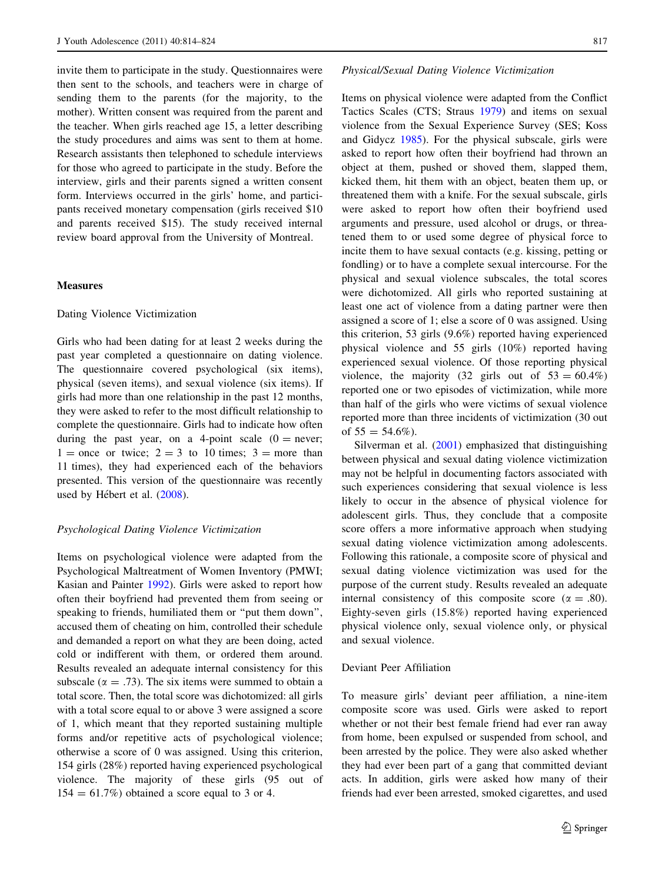invite them to participate in the study. Questionnaires were then sent to the schools, and teachers were in charge of sending them to the parents (for the majority, to the mother). Written consent was required from the parent and the teacher. When girls reached age 15, a letter describing the study procedures and aims was sent to them at home. Research assistants then telephoned to schedule interviews for those who agreed to participate in the study. Before the interview, girls and their parents signed a written consent form. Interviews occurred in the girls' home, and participants received monetary compensation (girls received $10 and parents received $15). The study received internal review board approval from the University of Montreal.

## Measures

### Dating Violence Victimization

Girls who had been dating for at least 2 weeks during the past year completed a questionnaire on dating violence. The questionnaire covered psychological (six items), physical (seven items), and sexual violence (six items). If girls had more than one relationship in the past 12 months, they were asked to refer to the most difficult relationship to complete the questionnaire. Girls had to indicate how often during the past year, on a 4-point scale (0 = never; 1 = once or twice; 2 = 3 to 10 times; 3 = more than 11 times), they had experienced each of the behaviors presented. This version of the questionnaire was recently used by Hébert et al. (2008).

#### *Psychological Dating Violence Victimization*

Items on psychological violence were adapted from the Psychological Maltreatment of Women Inventory (PMWI; Kasian and Painter 1992). Girls were asked to report how often their boyfriend had prevented them from seeing or speaking to friends, humiliated them or "put them down", accused them of cheating on him, controlled their schedule and demanded a report on what they are been doing, acted cold or indifferent with them, or ordered them around. Results revealed an adequate internal consistency for this subscale ($\alpha = .73$). The six items were summed to obtain a total score. Then, the total score was dichotomized: all girls with a total score equal to or above 3 were assigned a score of 1, which meant that they reported sustaining multiple forms and/or repetitive acts of psychological violence; otherwise a score of 0 was assigned. Using this criterion, 154 girls (28%) reported having experienced psychological violence. The majority of these girls (95 out of 154 = 61.7%) obtained a score equal to 3 or 4.

#### *Physical/Sexual Dating Violence Victimization*

Items on physical violence were adapted from the Conflict Tactics Scales (CTS; Straus 1979) and items on sexual violence from the Sexual Experience Survey (SES; Koss and Gidycz 1985). For the physical subscale, girls were asked to report how often their boyfriend had thrown an object at them, pushed or shoved them, slapped them, kicked them, hit them with an object, beaten them up, or threatened them with a knife. For the sexual subscale, girls were asked to report how often their boyfriend used arguments and pressure, used alcohol or drugs, or threatened them to or used some degree of physical force to incite them to have sexual contacts (e.g. kissing, petting or fondling) or to have a complete sexual intercourse. For the physical and sexual violence subscales, the total scores were dichotomized. All girls who reported sustaining at least one act of violence from a dating partner were then assigned a score of 1; else a score of 0 was assigned. Using this criterion, 53 girls (9.6%) reported having experienced physical violence and 55 girls (10%) reported having experienced sexual violence. Of those reporting physical violence, the majority (32 girls out of 53 = 60.4%) reported one or two episodes of victimization, while more than half of the girls who were victims of sexual violence reported more than three incidents of victimization (30 out of 55 = 54.6%).

Silverman et al. (2001) emphasized that distinguishing between physical and sexual dating violence victimization may not be helpful in documenting factors associated with such experiences considering that sexual violence is less likely to occur in the absence of physical violence for adolescent girls. Thus, they conclude that a composite score offers a more informative approach when studying sexual dating violence victimization among adolescents. Following this rationale, a composite score of physical and sexual dating violence victimization was used for the purpose of the current study. Results revealed an adequate internal consistency of this composite score ($\alpha = .80$). Eighty-seven girls (15.8%) reported having experienced physical violence only, sexual violence only, or physical and sexual violence.

### Deviant Peer Affiliation

To measure girls' deviant peer affiliation, a nine-item composite score was used. Girls were asked to report whether or not their best female friend had ever ran away from home, been expulsed or suspended from school, and been arrested by the police. They were also asked whether they had ever been part of a gang that committed deviant acts. In addition, girls were asked how many of their friends had ever been arrested, smoked cigarettes, and used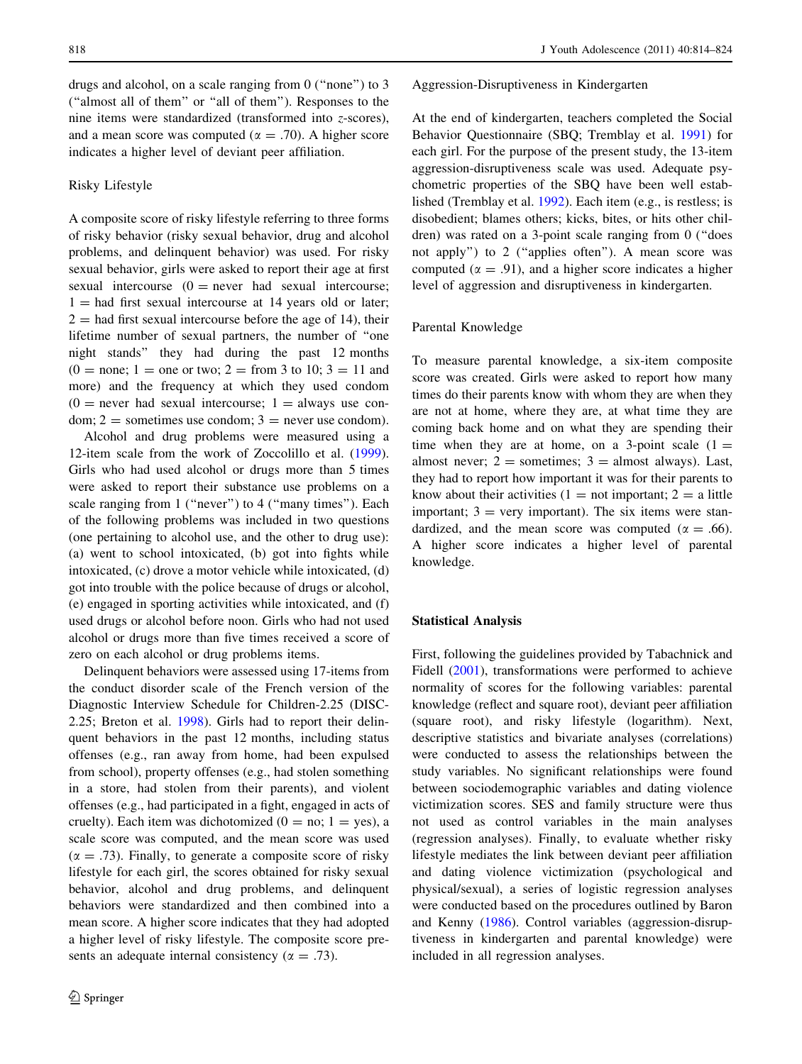drugs and alcohol, on a scale ranging from 0 ("none") to 3 ("almost all of them" or "all of them"). Responses to the nine items were standardized (transformed into $z$-scores), and a mean score was computed ($\alpha = .70$). A higher score indicates a higher level of deviant peer affiliation.

### Risky Lifestyle

A composite score of risky lifestyle referring to three forms of risky behavior (risky sexual behavior, drug and alcohol problems, and delinquent behavior) was used. For risky sexual behavior, girls were asked to report their age at first sexual intercourse (0 = never had sexual intercourse; 1 = had first sexual intercourse at 14 years old or later; 2 = had first sexual intercourse before the age of 14), their lifetime number of sexual partners, the number of "one night stands" they had during the past 12 months (0 = none; 1 = one or two; 2 = from 3 to 10; 3 = 11 and more) and the frequency at which they used condom (0 = never had sexual intercourse; 1 = always use condom; 2 = sometimes use condom; 3 = never use condom).

Alcohol and drug problems were measured using a 12-item scale from the work of Zoccolillo et al. (1999). Girls who had used alcohol or drugs more than 5 times were asked to report their substance use problems on a scale ranging from 1 ("never") to 4 ("many times"). Each of the following problems was included in two questions (one pertaining to alcohol use, and the other to drug use): (a) went to school intoxicated, (b) got into fights while intoxicated, (c) drove a motor vehicle while intoxicated, (d) got into trouble with the police because of drugs or alcohol, (e) engaged in sporting activities while intoxicated, and (f) used drugs or alcohol before noon. Girls who had not used alcohol or drugs more than five times received a score of zero on each alcohol or drug problems items.

Delinquent behaviors were assessed using 17-items from the conduct disorder scale of the French version of the Diagnostic Interview Schedule for Children-2.25 (DISC-2.25; Breton et al. 1998). Girls had to report their delinquent behaviors in the past 12 months, including status offenses (e.g., ran away from home, had been expulsed from school), property offenses (e.g., had stolen something in a store, had stolen from their parents), and violent offenses (e.g., had participated in a fight, engaged in acts of cruelty). Each item was dichotomized (0 = no; 1 = yes), a scale score was computed, and the mean score was used ($\alpha = .73$). Finally, to generate a composite score of risky lifestyle for each girl, the scores obtained for risky sexual behavior, alcohol and drug problems, and delinquent behaviors were standardized and then combined into a mean score. A higher score indicates that they had adopted a higher level of risky lifestyle. The composite score presents an adequate internal consistency ($\alpha = .73$).

### Aggression-Disruptiveness in Kindergarten

At the end of kindergarten, teachers completed the Social Behavior Questionnaire (SBQ; Tremblay et al. 1991) for each girl. For the purpose of the present study, the 13-item aggression-disruptiveness scale was used. Adequate psychometric properties of the SBQ have been well established (Tremblay et al. 1992). Each item (e.g., is restless; is disobedient; blames others; kicks, bites, or hits other children) was rated on a 3-point scale ranging from 0 ("does not apply") to 2 ("applies often"). A mean score was computed ($\alpha = .91$), and a higher score indicates a higher level of aggression and disruptiveness in kindergarten.

### Parental Knowledge

To measure parental knowledge, a six-item composite score was created. Girls were asked to report how many times do their parents know with whom they are when they are not at home, where they are, at what time they are coming back home and on what they are spending their time when they are at home, on a 3-point scale (1 = almost never; 2 = sometimes; 3 = almost always). Last, they had to report how important it was for their parents to know about their activities (1 = not important; 2 = a little important; 3 = very important). The six items were standardized, and the mean score was computed ($\alpha = .66$). A higher score indicates a higher level of parental knowledge.

## Statistical Analysis

First, following the guidelines provided by Tabachnick and Fidell (2001), transformations were performed to achieve normality of scores for the following variables: parental knowledge (reflect and square root), deviant peer affiliation (square root), and risky lifestyle (logarithm). Next, descriptive statistics and bivariate analyses (correlations) were conducted to assess the relationships between the study variables. No significant relationships were found between sociodemographic variables and dating violence victimization scores. SES and family structure were thus not used as control variables in the main analyses (regression analyses). Finally, to evaluate whether risky lifestyle mediates the link between deviant peer affiliation and dating violence victimization (psychological and physical/sexual), a series of logistic regression analyses were conducted based on the procedures outlined by Baron and Kenny (1986). Control variables (aggression-disruptiveness in kindergarten and parental knowledge) were included in all regression analyses.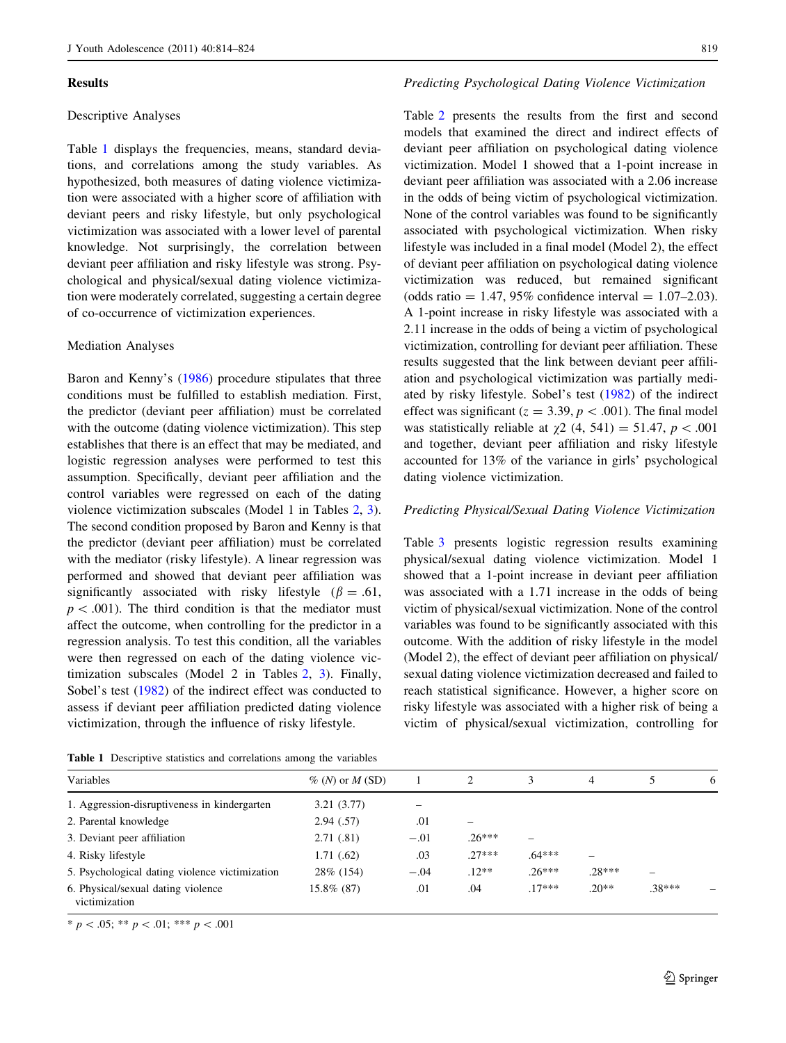## Results

### Descriptive Analyses

Table 1 displays the frequencies, means, standard deviations, and correlations among the study variables. As hypothesized, both measures of dating violence victimization were associated with a higher score of affiliation with deviant peers and risky lifestyle, but only psychological victimization was associated with a lower level of parental knowledge. Not surprisingly, the correlation between deviant peer affiliation and risky lifestyle was strong. Psychological and physical/sexual dating violence victimization were moderately correlated, suggesting a certain degree of co-occurrence of victimization experiences.

### Mediation Analyses

Baron and Kenny's (1986) procedure stipulates that three conditions must be fulfilled to establish mediation. First, the predictor (deviant peer affiliation) must be correlated with the outcome (dating violence victimization). This step establishes that there is an effect that may be mediated, and logistic regression analyses were performed to test this assumption. Specifically, deviant peer affiliation and the control variables were regressed on each of the dating violence victimization subscales (Model 1 in Tables 2, 3). The second condition proposed by Baron and Kenny is that the predictor (deviant peer affiliation) must be correlated with the mediator (risky lifestyle). A linear regression was performed and showed that deviant peer affiliation was significantly associated with risky lifestyle ($\beta = .61$, $p < .001$). The third condition is that the mediator must affect the outcome, when controlling for the predictor in a regression analysis. To test this condition, all the variables were then regressed on each of the dating violence victimization subscales (Model 2 in Tables 2, 3). Finally, Sobel's test (1982) of the indirect effect was conducted to assess if deviant peer affiliation predicted dating violence victimization, through the influence of risky lifestyle.

### *Predicting Psychological Dating Violence Victimization*

Table 2 presents the results from the first and second models that examined the direct and indirect effects of deviant peer affiliation on psychological dating violence victimization. Model 1 showed that a 1-point increase in deviant peer affiliation was associated with a 2.06 increase in the odds of being victim of psychological victimization. None of the control variables was found to be significantly associated with psychological victimization. When risky lifestyle was included in a final model (Model 2), the effect of deviant peer affiliation on psychological dating violence victimization was reduced, but remained significant (odds ratio = 1.47, 95% confidence interval = 1.07–2.03). A 1-point increase in risky lifestyle was associated with a 2.11 increase in the odds of being a victim of psychological victimization, controlling for deviant peer affiliation. These results suggested that the link between deviant peer affiliation and psychological victimization was partially mediated by risky lifestyle. Sobel's test (1982) of the indirect effect was significant ($z = 3.39$, $p < .001$). The final model was statistically reliable at $\chi 2$ (4, 541) = 51.47, $p < .001$ and together, deviant peer affiliation and risky lifestyle accounted for 13% of the variance in girls' psychological dating violence victimization.

### *Predicting Physical/Sexual Dating Violence Victimization*

Table 3 presents logistic regression results examining physical/sexual dating violence victimization. Model 1 showed that a 1-point increase in deviant peer affiliation was associated with a 1.71 increase in the odds of being victim of physical/sexual victimization. None of the control variables was found to be significantly associated with this outcome. With the addition of risky lifestyle in the model (Model 2), the effect of deviant peer affiliation on physical/sexual dating violence victimization decreased and failed to reach statistical significance. However, a higher score on risky lifestyle was associated with a higher risk of being a victim of physical/sexual victimization, controlling for

**Table 1** Descriptive statistics and correlations among the variables

| Variables | % (*N*) or *M* (SD) | 1 | 2 | 3 | 4 | 5 | 6 |
|---|---|---|---|---|---|---|---|
| 1. Aggression-disruptiveness in kindergarten | 3.21 (3.77) | – | | | | | |
| 2. Parental knowledge | 2.94 (.57) | .01 | – | | | | |
| 3. Deviant peer affiliation | 2.71 (.81) | −.01 | .26*** | – | | | |
| 4. Risky lifestyle | 1.71 (.62) | .03 | .27*** | .64*** | – | | |
| 5. Psychological dating violence victimization | 28% (154) | −.04 | .12** | .26*** | .28*** | – | |
| 6. Physical/sexual dating violence victimization | 15.8% (87) | .01 | .04 | .17*** | .20** | .38*** | – |

* $p < .05$; ** $p < .01$; *** $p < .001$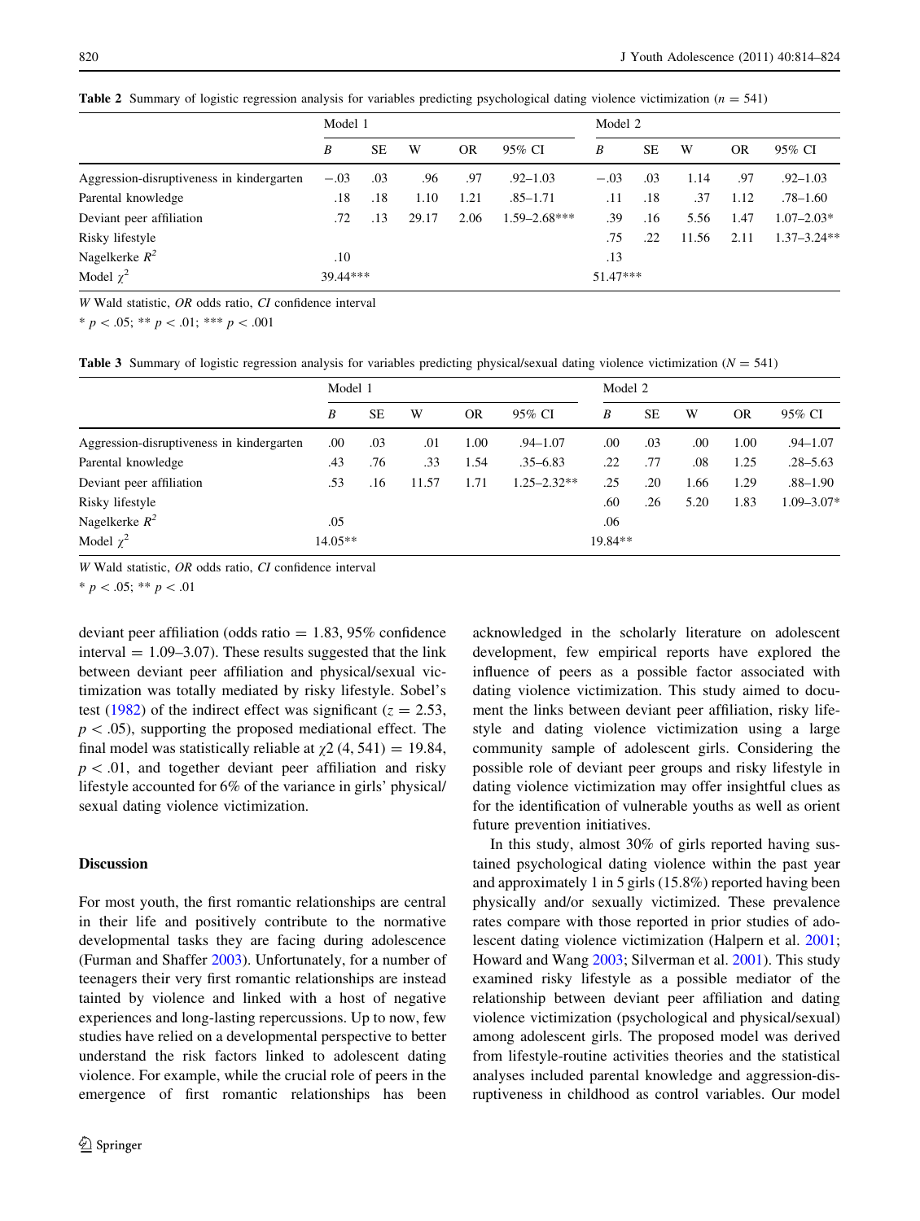**Table 2** Summary of logistic regression analysis for variables predicting psychological dating violence victimization ($n$ = 541)

| | Model 1 | | | | | Model 2 | | | | |
|---|---|---|---|---|---|---|---|---|---|---|
| | *B* | SE | W | OR | 95% CI | *B* | SE | W | OR | 95% CI |
| Aggression-disruptiveness in kindergarten | −.03 | .03 | .96 | .97 | .92–1.03 | −.03 | .03 | 1.14 | .97 | .92–1.03 |
| Parental knowledge | .18 | .18 | 1.10 | 1.21 | .85–1.71 | .11 | .18 | .37 | 1.12 | .78–1.60 |
| Deviant peer affiliation | .72 | .13 | 29.17 | 2.06 | 1.59–2.68*** | .39 | .16 | 5.56 | 1.47 | 1.07–2.03* |
| Risky lifestyle | | | | | | .75 | .22 | 11.56 | 2.11 | 1.37–3.24** |
| Nagelkerke $R^2$ | .10 | | | | | .13 | | | | |
| Model $\chi^2$ | 39.44*** | | | | | 51.47*** | | | | |

*W* Wald statistic, *OR* odds ratio, *CI* confidence interval

* $p < .05$; ** $p < .01$; *** $p < .001$

**Table 3** Summary of logistic regression analysis for variables predicting physical/sexual dating violence victimization ($N$ = 541)

| | Model 1 | | | | | Model 2 | | | | |
|---|---|---|---|---|---|---|---|---|---|---|
| | *B* | SE | W | OR | 95% CI | *B* | SE | W | OR | 95% CI |
| Aggression-disruptiveness in kindergarten | .00 | .03 | .01 | 1.00 | .94–1.07 | .00 | .03 | .00 | 1.00 | .94–1.07 |
| Parental knowledge | .43 | .76 | .33 | 1.54 | .35–6.83 | .22 | .77 | .08 | 1.25 | .28–5.63 |
| Deviant peer affiliation | .53 | .16 | 11.57 | 1.71 | 1.25–2.32** | .25 | .20 | 1.66 | 1.29 | .88–1.90 |
| Risky lifestyle | | | | | | .60 | .26 | 5.20 | 1.83 | 1.09–3.07* |
| Nagelkerke $R^2$ | .05 | | | | | .06 | | | | |
| Model $\chi^2$ | 14.05** | | | | | 19.84** | | | | |

*W* Wald statistic, *OR* odds ratio, *CI* confidence interval

* $p < .05$; ** $p < .01$

deviant peer affiliation (odds ratio = 1.83, 95% confidence interval = 1.09–3.07). These results suggested that the link between deviant peer affiliation and physical/sexual victimization was totally mediated by risky lifestyle. Sobel's test (1982) of the indirect effect was significant ($z = 2.53$, $p < .05$), supporting the proposed mediational effect. The final model was statistically reliable at $\chi2\ (4, 541) = 19.84$, $p < .01$, and together deviant peer affiliation and risky lifestyle accounted for 6% of the variance in girls' physical/sexual dating violence victimization.

## Discussion

For most youth, the first romantic relationships are central in their life and positively contribute to the normative developmental tasks they are facing during adolescence (Furman and Shaffer 2003). Unfortunately, for a number of teenagers their very first romantic relationships are instead tainted by violence and linked with a host of negative experiences and long-lasting repercussions. Up to now, few studies have relied on a developmental perspective to better understand the risk factors linked to adolescent dating violence. For example, while the crucial role of peers in the emergence of first romantic relationships has been acknowledged in the scholarly literature on adolescent development, few empirical reports have explored the influence of peers as a possible factor associated with dating violence victimization. This study aimed to document the links between deviant peer affiliation, risky lifestyle and dating violence victimization using a large community sample of adolescent girls. Considering the possible role of deviant peer groups and risky lifestyle in dating violence victimization may offer insightful clues as for the identification of vulnerable youths as well as orient future prevention initiatives.

In this study, almost 30% of girls reported having sustained psychological dating violence within the past year and approximately 1 in 5 girls (15.8%) reported having been physically and/or sexually victimized. These prevalence rates compare with those reported in prior studies of adolescent dating violence victimization (Halpern et al. 2001; Howard and Wang 2003; Silverman et al. 2001). This study examined risky lifestyle as a possible mediator of the relationship between deviant peer affiliation and dating violence victimization (psychological and physical/sexual) among adolescent girls. The proposed model was derived from lifestyle-routine activities theories and the statistical analyses included parental knowledge and aggression-disruptiveness in childhood as control variables. Our model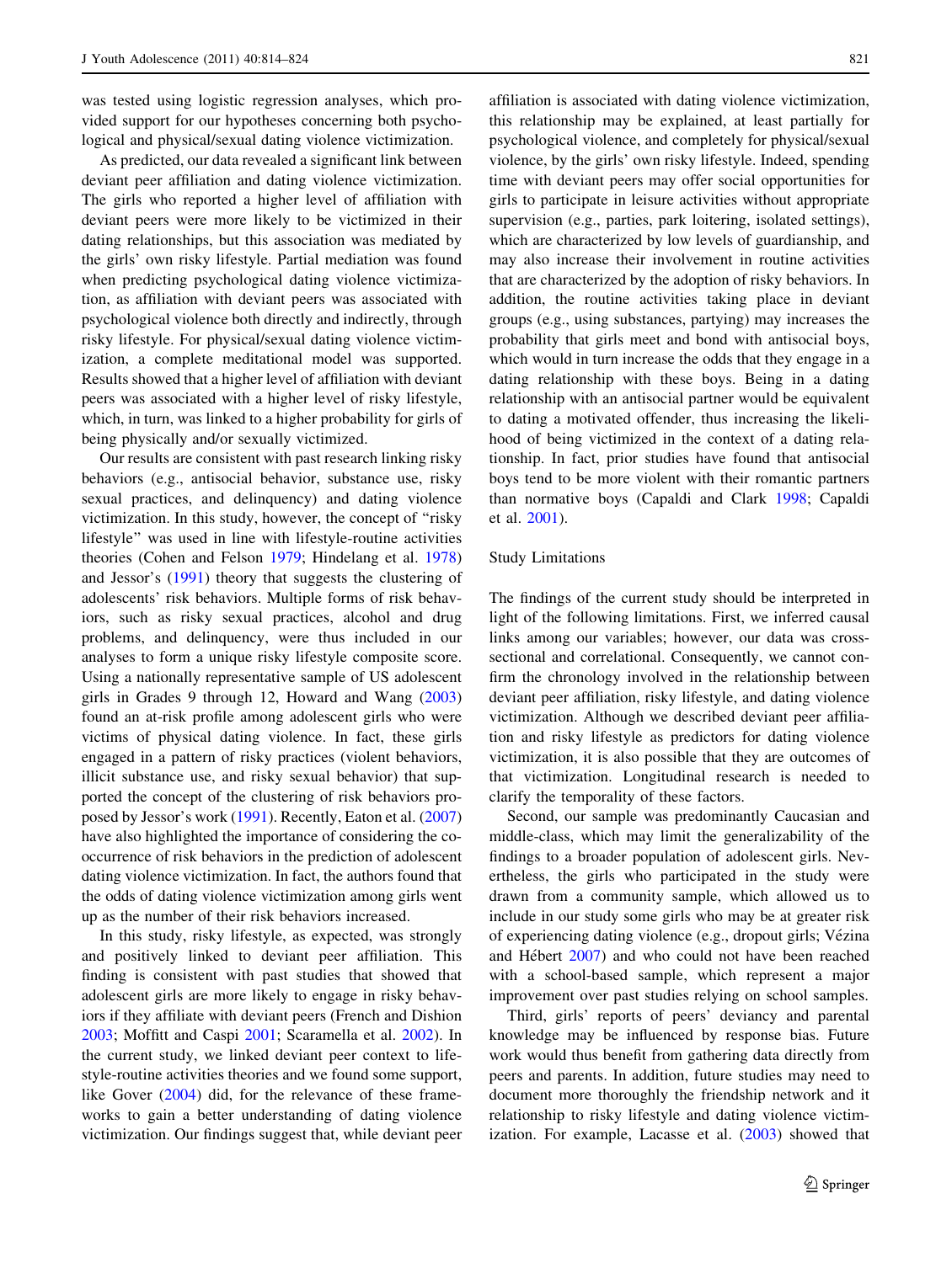was tested using logistic regression analyses, which provided support for our hypotheses concerning both psychological and physical/sexual dating violence victimization.

As predicted, our data revealed a significant link between deviant peer affiliation and dating violence victimization. The girls who reported a higher level of affiliation with deviant peers were more likely to be victimized in their dating relationships, but this association was mediated by the girls' own risky lifestyle. Partial mediation was found when predicting psychological dating violence victimization, as affiliation with deviant peers was associated with psychological violence both directly and indirectly, through risky lifestyle. For physical/sexual dating violence victimization, a complete meditational model was supported. Results showed that a higher level of affiliation with deviant peers was associated with a higher level of risky lifestyle, which, in turn, was linked to a higher probability for girls of being physically and/or sexually victimized.

Our results are consistent with past research linking risky behaviors (e.g., antisocial behavior, substance use, risky sexual practices, and delinquency) and dating violence victimization. In this study, however, the concept of "risky lifestyle" was used in line with lifestyle-routine activities theories (Cohen and Felson 1979; Hindelang et al. 1978) and Jessor's (1991) theory that suggests the clustering of adolescents' risk behaviors. Multiple forms of risk behaviors, such as risky sexual practices, alcohol and drug problems, and delinquency, were thus included in our analyses to form a unique risky lifestyle composite score. Using a nationally representative sample of US adolescent girls in Grades 9 through 12, Howard and Wang (2003) found an at-risk profile among adolescent girls who were victims of physical dating violence. In fact, these girls engaged in a pattern of risky practices (violent behaviors, illicit substance use, and risky sexual behavior) that supported the concept of the clustering of risk behaviors proposed by Jessor's work (1991). Recently, Eaton et al. (2007) have also highlighted the importance of considering the co-occurrence of risk behaviors in the prediction of adolescent dating violence victimization. In fact, the authors found that the odds of dating violence victimization among girls went up as the number of their risk behaviors increased.

In this study, risky lifestyle, as expected, was strongly and positively linked to deviant peer affiliation. This finding is consistent with past studies that showed that adolescent girls are more likely to engage in risky behaviors if they affiliate with deviant peers (French and Dishion 2003; Moffitt and Caspi 2001; Scaramella et al. 2002). In the current study, we linked deviant peer context to lifestyle-routine activities theories and we found some support, like Gover (2004) did, for the relevance of these frameworks to gain a better understanding of dating violence victimization. Our findings suggest that, while deviant peer affiliation is associated with dating violence victimization, this relationship may be explained, at least partially for psychological violence, and completely for physical/sexual violence, by the girls' own risky lifestyle. Indeed, spending time with deviant peers may offer social opportunities for girls to participate in leisure activities without appropriate supervision (e.g., parties, park loitering, isolated settings), which are characterized by low levels of guardianship, and may also increase their involvement in routine activities that are characterized by the adoption of risky behaviors. In addition, the routine activities taking place in deviant groups (e.g., using substances, partying) may increases the probability that girls meet and bond with antisocial boys, which would in turn increase the odds that they engage in a dating relationship with these boys. Being in a dating relationship with an antisocial partner would be equivalent to dating a motivated offender, thus increasing the likelihood of being victimized in the context of a dating relationship. In fact, prior studies have found that antisocial boys tend to be more violent with their romantic partners than normative boys (Capaldi and Clark 1998; Capaldi et al. 2001).

### Study Limitations

The findings of the current study should be interpreted in light of the following limitations. First, we inferred causal links among our variables; however, our data was cross-sectional and correlational. Consequently, we cannot confirm the chronology involved in the relationship between deviant peer affiliation, risky lifestyle, and dating violence victimization. Although we described deviant peer affiliation and risky lifestyle as predictors for dating violence victimization, it is also possible that they are outcomes of that victimization. Longitudinal research is needed to clarify the temporality of these factors.

Second, our sample was predominantly Caucasian and middle-class, which may limit the generalizability of the findings to a broader population of adolescent girls. Nevertheless, the girls who participated in the study were drawn from a community sample, which allowed us to include in our study some girls who may be at greater risk of experiencing dating violence (e.g., dropout girls; Vézina and Hébert 2007) and who could not have been reached with a school-based sample, which represent a major improvement over past studies relying on school samples.

Third, girls' reports of peers' deviancy and parental knowledge may be influenced by response bias. Future work would thus benefit from gathering data directly from peers and parents. In addition, future studies may need to document more thoroughly the friendship network and it relationship to risky lifestyle and dating violence victimization. For example, Lacasse et al. (2003) showed that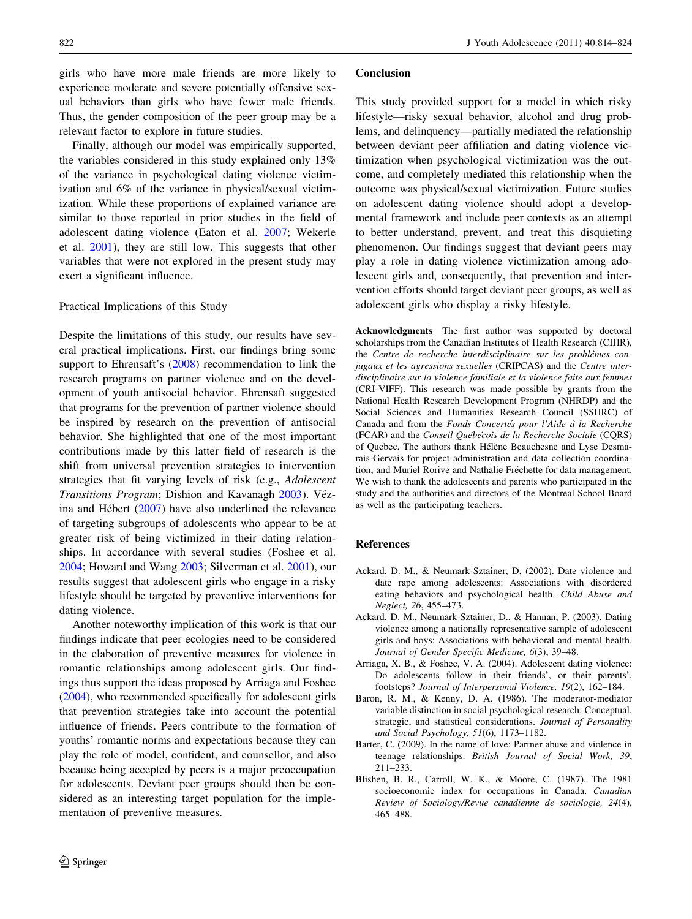girls who have more male friends are more likely to experience moderate and severe potentially offensive sexual behaviors than girls who have fewer male friends. Thus, the gender composition of the peer group may be a relevant factor to explore in future studies.

Finally, although our model was empirically supported, the variables considered in this study explained only 13% of the variance in psychological dating violence victimization and 6% of the variance in physical/sexual victimization. While these proportions of explained variance are similar to those reported in prior studies in the field of adolescent dating violence (Eaton et al. 2007; Wekerle et al. 2001), they are still low. This suggests that other variables that were not explored in the present study may exert a significant influence.

### Practical Implications of this Study

Despite the limitations of this study, our results have several practical implications. First, our findings bring some support to Ehrensaft's (2008) recommendation to link the research programs on partner violence and on the development of youth antisocial behavior. Ehrensaft suggested that programs for the prevention of partner violence should be inspired by research on the prevention of antisocial behavior. She highlighted that one of the most important contributions made by this latter field of research is the shift from universal prevention strategies to intervention strategies that fit varying levels of risk (e.g., *Adolescent Transitions Program*; Dishion and Kavanagh 2003). Vézina and Hébert (2007) have also underlined the relevance of targeting subgroups of adolescents who appear to be at greater risk of being victimized in their dating relationships. In accordance with several studies (Foshee et al. 2004; Howard and Wang 2003; Silverman et al. 2001), our results suggest that adolescent girls who engage in a risky lifestyle should be targeted by preventive interventions for dating violence.

Another noteworthy implication of this work is that our findings indicate that peer ecologies need to be considered in the elaboration of preventive measures for violence in romantic relationships among adolescent girls. Our findings thus support the ideas proposed by Arriaga and Foshee (2004), who recommended specifically for adolescent girls that prevention strategies take into account the potential influence of friends. Peers contribute to the formation of youths' romantic norms and expectations because they can play the role of model, confident, and counsellor, and also because being accepted by peers is a major preoccupation for adolescents. Deviant peer groups should then be considered as an interesting target population for the implementation of preventive measures.

## Conclusion

This study provided support for a model in which risky lifestyle—risky sexual behavior, alcohol and drug problems, and delinquency—partially mediated the relationship between deviant peer affiliation and dating violence victimization when psychological victimization was the outcome, and completely mediated this relationship when the outcome was physical/sexual victimization. Future studies on adolescent dating violence should adopt a developmental framework and include peer contexts as an attempt to better understand, prevent, and treat this disquieting phenomenon. Our findings suggest that deviant peers may play a role in dating violence victimization among adolescent girls and, consequently, that prevention and intervention efforts should target deviant peer groups, as well as adolescent girls who display a risky lifestyle.

**Acknowledgments** The first author was supported by doctoral scholarships from the Canadian Institutes of Health Research (CIHR), the *Centre de recherche interdisciplinaire sur les problèmes conjugaux et les agressions sexuelles* (CRIPCAS) and the *Centre interdisciplinaire sur la violence familiale et la violence faite aux femmes* (CRI-VIFF). This research was made possible by grants from the National Health Research Development Program (NHRDP) and the Social Sciences and Humanities Research Council (SSHRC) of Canada and from the *Fonds Concertés pour l'Aide à la Recherche* (FCAR) and the *Conseil Québécois de la Recherche Sociale* (CQRS) of Quebec. The authors thank Hélène Beauchesne and Lyse Desmarais-Gervais for project administration and data collection coordination, and Muriel Rorive and Nathalie Fréchette for data management. We wish to thank the adolescents and parents who participated in the study and the authorities and directors of the Montreal School Board as well as the participating teachers.

## References

Ackard, D. M., & Neumark-Sztainer, D. (2002). Date violence and date rape among adolescents: Associations with disordered eating behaviors and psychological health. *Child Abuse and Neglect, 26*, 455–473.

Ackard, D. M., Neumark-Sztainer, D., & Hannan, P. (2003). Dating violence among a nationally representative sample of adolescent girls and boys: Associations with behavioral and mental health. *Journal of Gender Specific Medicine, 6*(3), 39–48.

Arriaga, X. B., & Foshee, V. A. (2004). Adolescent dating violence: Do adolescents follow in their friends', or their parents', footsteps? *Journal of Interpersonal Violence, 19*(2), 162–184.

Baron, R. M., & Kenny, D. A. (1986). The moderator-mediator variable distinction in social psychological research: Conceptual, strategic, and statistical considerations. *Journal of Personality and Social Psychology, 51*(6), 1173–1182.

Barter, C. (2009). In the name of love: Partner abuse and violence in teenage relationships. *British Journal of Social Work, 39*, 211–233.

Blishen, B. R., Carroll, W. K., & Moore, C. (1987). The 1981 socioeconomic index for occupations in Canada. *Canadian Review of Sociology/Revue canadienne de sociologie, 24*(4), 465–488.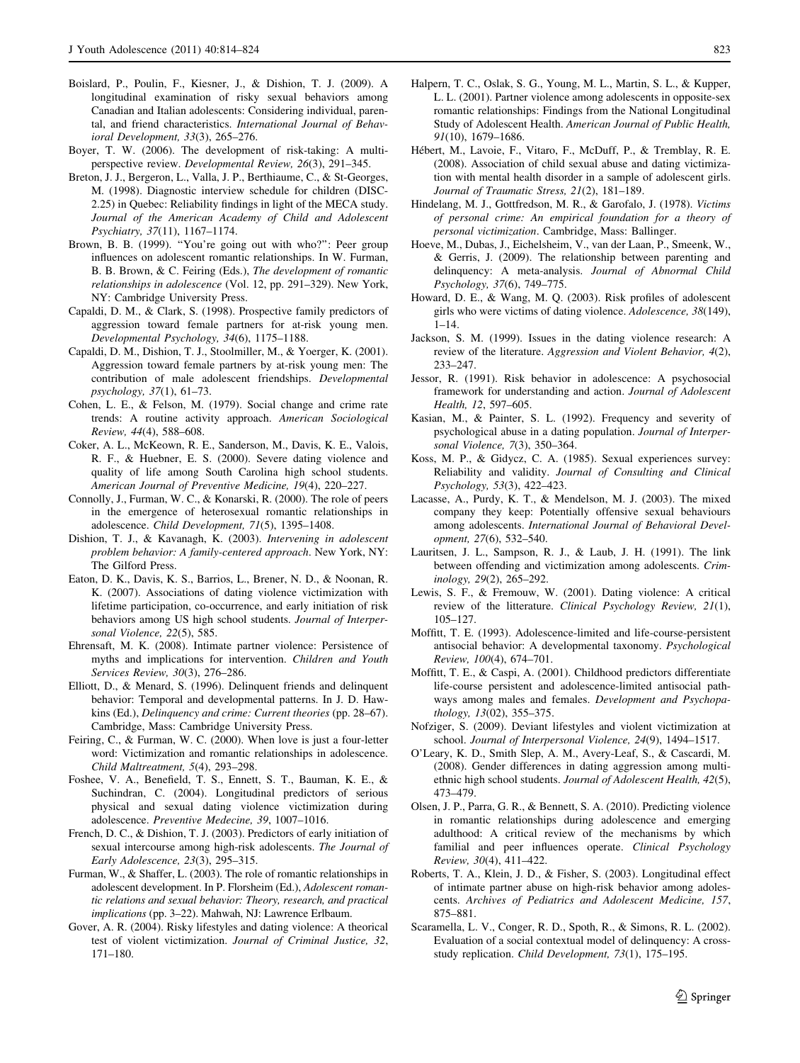Boislard, P., Poulin, F., Kiesner, J., & Dishion, T. J. (2009). A longitudinal examination of risky sexual behaviors among Canadian and Italian adolescents: Considering individual, parental, and friend characteristics. *International Journal of Behavioral Development, 33*(3), 265–276.

Boyer, T. W. (2006). The development of risk-taking: A multi-perspective review. *Developmental Review, 26*(3), 291–345.

Breton, J. J., Bergeron, L., Valla, J. P., Berthiaume, C., & St-Georges, M. (1998). Diagnostic interview schedule for children (DISC-2.25) in Quebec: Reliability findings in light of the MECA study. *Journal of the American Academy of Child and Adolescent Psychiatry, 37*(11), 1167–1174.

Brown, B. B. (1999). "You're going out with who?": Peer group influences on adolescent romantic relationships. In W. Furman, B. B. Brown, & C. Feiring (Eds.), *The development of romantic relationships in adolescence* (Vol. 12, pp. 291–329). New York, NY: Cambridge University Press.

Capaldi, D. M., & Clark, S. (1998). Prospective family predictors of aggression toward female partners for at-risk young men. *Developmental Psychology, 34*(6), 1175–1188.

Capaldi, D. M., Dishion, T. J., Stoolmiller, M., & Yoerger, K. (2001). Aggression toward female partners by at-risk young men: The contribution of male adolescent friendships. *Developmental psychology, 37*(1), 61–73.

Cohen, L. E., & Felson, M. (1979). Social change and crime rate trends: A routine activity approach. *American Sociological Review, 44*(4), 588–608.

Coker, A. L., McKeown, R. E., Sanderson, M., Davis, K. E., Valois, R. F., & Huebner, E. S. (2000). Severe dating violence and quality of life among South Carolina high school students. *American Journal of Preventive Medicine, 19*(4), 220–227.

Connolly, J., Furman, W. C., & Konarski, R. (2000). The role of peers in the emergence of heterosexual romantic relationships in adolescence. *Child Development, 71*(5), 1395–1408.

Dishion, T. J., & Kavanagh, K. (2003). *Intervening in adolescent problem behavior: A family-centered approach*. New York, NY: The Gilford Press.

Eaton, D. K., Davis, K. S., Barrios, L., Brener, N. D., & Noonan, R. K. (2007). Associations of dating violence victimization with lifetime participation, co-occurrence, and early initiation of risk behaviors among US high school students. *Journal of Interpersonal Violence, 22*(5), 585.

Ehrensaft, M. K. (2008). Intimate partner violence: Persistence of myths and implications for intervention. *Children and Youth Services Review, 30*(3), 276–286.

Elliott, D., & Menard, S. (1996). Delinquent friends and delinquent behavior: Temporal and developmental patterns. In J. D. Hawkins (Ed.), *Delinquency and crime: Current theories* (pp. 28–67). Cambridge, Mass: Cambridge University Press.

Feiring, C., & Furman, W. C. (2000). When love is just a four-letter word: Victimization and romantic relationships in adolescence. *Child Maltreatment, 5*(4), 293–298.

Foshee, V. A., Benefield, T. S., Ennett, S. T., Bauman, K. E., & Suchindran, C. (2004). Longitudinal predictors of serious physical and sexual dating violence victimization during adolescence. *Preventive Medecine, 39*, 1007–1016.

French, D. C., & Dishion, T. J. (2003). Predictors of early initiation of sexual intercourse among high-risk adolescents. *The Journal of Early Adolescence, 23*(3), 295–315.

Furman, W., & Shaffer, L. (2003). The role of romantic relationships in adolescent development. In P. Florsheim (Ed.), *Adolescent romantic relations and sexual behavior: Theory, research, and practical implications* (pp. 3–22). Mahwah, NJ: Lawrence Erlbaum.

Gover, A. R. (2004). Risky lifestyles and dating violence: A theorical test of violent victimization. *Journal of Criminal Justice, 32*, 171–180.

Halpern, T. C., Oslak, S. G., Young, M. L., Martin, S. L., & Kupper, L. L. (2001). Partner violence among adolescents in opposite-sex romantic relationships: Findings from the National Longitudinal Study of Adolescent Health. *American Journal of Public Health, 91*(10), 1679–1686.

Hébert, M., Lavoie, F., Vitaro, F., McDuff, P., & Tremblay, R. E. (2008). Association of child sexual abuse and dating victimization with mental health disorder in a sample of adolescent girls. *Journal of Traumatic Stress, 21*(2), 181–189.

Hindelang, M. J., Gottfredson, M. R., & Garofalo, J. (1978). *Victims of personal crime: An empirical foundation for a theory of personal victimization*. Cambridge, Mass: Ballinger.

Hoeve, M., Dubas, J., Eichelsheim, V., van der Laan, P., Smeenk, W., & Gerris, J. (2009). The relationship between parenting and delinquency: A meta-analysis. *Journal of Abnormal Child Psychology, 37*(6), 749–775.

Howard, D. E., & Wang, M. Q. (2003). Risk profiles of adolescent girls who were victims of dating violence. *Adolescence, 38*(149), 1–14.

Jackson, S. M. (1999). Issues in the dating violence research: A review of the literature. *Aggression and Violent Behavior, 4*(2), 233–247.

Jessor, R. (1991). Risk behavior in adolescence: A psychosocial framework for understanding and action. *Journal of Adolescent Health, 12*, 597–605.

Kasian, M., & Painter, S. L. (1992). Frequency and severity of psychological abuse in a dating population. *Journal of Interpersonal Violence, 7*(3), 350–364.

Koss, M. P., & Gidycz, C. A. (1985). Sexual experiences survey: Reliability and validity. *Journal of Consulting and Clinical Psychology, 53*(3), 422–423.

Lacasse, A., Purdy, K. T., & Mendelson, M. J. (2003). The mixed company they keep: Potentially offensive sexual behaviours among adolescents. *International Journal of Behavioral Development, 27*(6), 532–540.

Lauritsen, J. L., Sampson, R. J., & Laub, J. H. (1991). The link between offending and victimization among adolescents. *Criminology, 29*(2), 265–292.

Lewis, S. F., & Fremouw, W. (2001). Dating violence: A critical review of the litterature. *Clinical Psychology Review, 21*(1), 105–127.

Moffitt, T. E. (1993). Adolescence-limited and life-course-persistent antisocial behavior: A developmental taxonomy. *Psychological Review, 100*(4), 674–701.

Moffitt, T. E., & Caspi, A. (2001). Childhood predictors differentiate life-course persistent and adolescence-limited antisocial pathways among males and females. *Development and Psychopathology, 13*(02), 355–375.

Nofziger, S. (2009). Deviant lifestyles and violent victimization at school. *Journal of Interpersonal Violence, 24*(9), 1494–1517.

O'Leary, K. D., Smith Slep, A. M., Avery-Leaf, S., & Cascardi, M. (2008). Gender differences in dating aggression among multi-ethnic high school students. *Journal of Adolescent Health, 42*(5), 473–479.

Olsen, J. P., Parra, G. R., & Bennett, S. A. (2010). Predicting violence in romantic relationships during adolescence and emerging adulthood: A critical review of the mechanisms by which familial and peer influences operate. *Clinical Psychology Review, 30*(4), 411–422.

Roberts, T. A., Klein, J. D., & Fisher, S. (2003). Longitudinal effect of intimate partner abuse on high-risk behavior among adolescents. *Archives of Pediatrics and Adolescent Medicine, 157*, 875–881.

Scaramella, L. V., Conger, R. D., Spoth, R., & Simons, R. L. (2002). Evaluation of a social contextual model of delinquency: A cross-study replication. *Child Development, 73*(1), 175–195.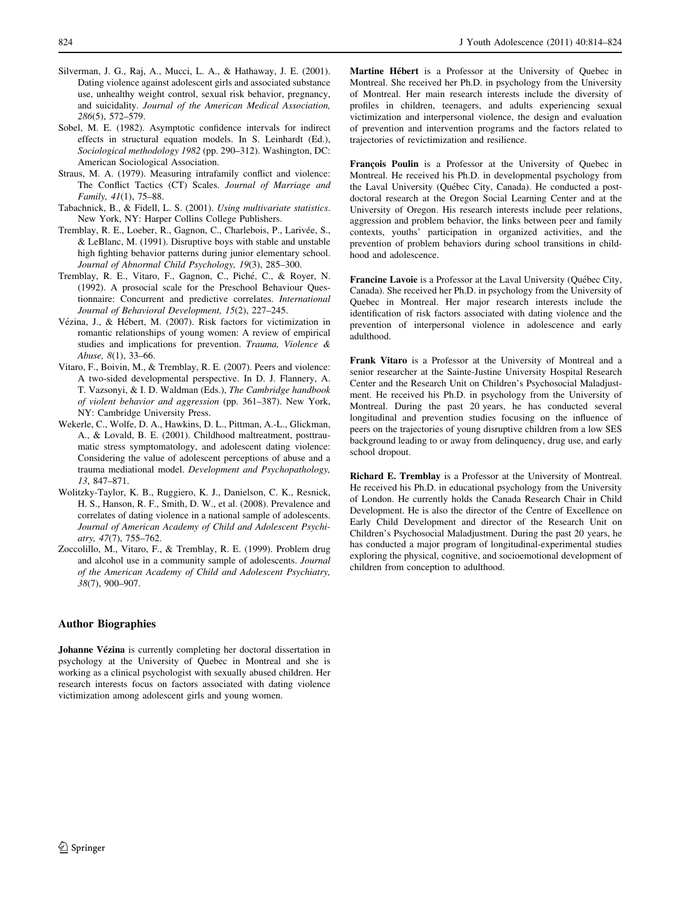Silverman, J. G., Raj, A., Mucci, L. A., & Hathaway, J. E. (2001). Dating violence against adolescent girls and associated substance use, unhealthy weight control, sexual risk behavior, pregnancy, and suicidality. *Journal of the American Medical Association, 286*(5), 572–579.

Sobel, M. E. (1982). Asymptotic confidence intervals for indirect effects in structural equation models. In S. Leinhardt (Ed.), *Sociological methodology 1982* (pp. 290–312). Washington, DC: American Sociological Association.

Straus, M. A. (1979). Measuring intrafamily conflict and violence: The Conflict Tactics (CT) Scales. *Journal of Marriage and Family, 41*(1), 75–88.

Tabachnick, B., & Fidell, L. S. (2001). *Using multivariate statistics*. New York, NY: Harper Collins College Publishers.

Tremblay, R. E., Loeber, R., Gagnon, C., Charlebois, P., Larivée, S., & LeBlanc, M. (1991). Disruptive boys with stable and unstable high fighting behavior patterns during junior elementary school. *Journal of Abnormal Child Psychology, 19*(3), 285–300.

Tremblay, R. E., Vitaro, F., Gagnon, C., Piché, C., & Royer, N. (1992). A prosocial scale for the Preschool Behaviour Questionnaire: Concurrent and predictive correlates. *International Journal of Behavioral Development, 15*(2), 227–245.

Vézina, J., & Hébert, M. (2007). Risk factors for victimization in romantic relationships of young women: A review of empirical studies and implications for prevention. *Trauma, Violence & Abuse, 8*(1), 33–66.

Vitaro, F., Boivin, M., & Tremblay, R. E. (2007). Peers and violence: A two-sided developmental perspective. In D. J. Flannery, A. T. Vazsonyi, & I. D. Waldman (Eds.), *The Cambridge handbook of violent behavior and aggression* (pp. 361–387). New York, NY: Cambridge University Press.

Wekerle, C., Wolfe, D. A., Hawkins, D. L., Pittman, A.-L., Glickman, A., & Lovald, B. E. (2001). Childhood maltreatment, posttraumatic stress symptomatology, and adolescent dating violence: Considering the value of adolescent perceptions of abuse and a trauma mediational model. *Development and Psychopathology, 13*, 847–871.

Wolitzky-Taylor, K. B., Ruggiero, K. J., Danielson, C. K., Resnick, H. S., Hanson, R. F., Smith, D. W., et al. (2008). Prevalence and correlates of dating violence in a national sample of adolescents. *Journal of American Academy of Child and Adolescent Psychiatry, 47*(7), 755–762.

Zoccolillo, M., Vitaro, F., & Tremblay, R. E. (1999). Problem drug and alcohol use in a community sample of adolescents. *Journal of the American Academy of Child and Adolescent Psychiatry, 38*(7), 900–907.

## Author Biographies

**Johanne Vézina** is currently completing her doctoral dissertation in psychology at the University of Quebec in Montreal and she is working as a clinical psychologist with sexually abused children. Her research interests focus on factors associated with dating violence victimization among adolescent girls and young women.

**Martine Hébert** is a Professor at the University of Quebec in Montreal. She received her Ph.D. in psychology from the University of Montreal. Her main research interests include the diversity of profiles in children, teenagers, and adults experiencing sexual victimization and interpersonal violence, the design and evaluation of prevention and intervention programs and the factors related to trajectories of revictimization and resilience.

**François Poulin** is a Professor at the University of Quebec in Montreal. He received his Ph.D. in developmental psychology from the Laval University (Québec City, Canada). He conducted a post-doctoral research at the Oregon Social Learning Center and at the University of Oregon. His research interests include peer relations, aggression and problem behavior, the links between peer and family contexts, youths' participation in organized activities, and the prevention of problem behaviors during school transitions in childhood and adolescence.

**Francine Lavoie** is a Professor at the Laval University (Québec City, Canada). She received her Ph.D. in psychology from the University of Quebec in Montreal. Her major research interests include the identification of risk factors associated with dating violence and the prevention of interpersonal violence in adolescence and early adulthood.

**Frank Vitaro** is a Professor at the University of Montreal and a senior researcher at the Sainte-Justine University Hospital Research Center and the Research Unit on Children's Psychosocial Maladjustment. He received his Ph.D. in psychology from the University of Montreal. During the past 20 years, he has conducted several longitudinal and prevention studies focusing on the influence of peers on the trajectories of young disruptive children from a low SES background leading to or away from delinquency, drug use, and early school dropout.

**Richard E. Tremblay** is a Professor at the University of Montreal. He received his Ph.D. in educational psychology from the University of London. He currently holds the Canada Research Chair in Child Development. He is also the director of the Centre of Excellence on Early Child Development and director of the Research Unit on Children's Psychosocial Maladjustment. During the past 20 years, he has conducted a major program of longitudinal-experimental studies exploring the physical, cognitive, and socioemotional development of children from conception to adulthood.